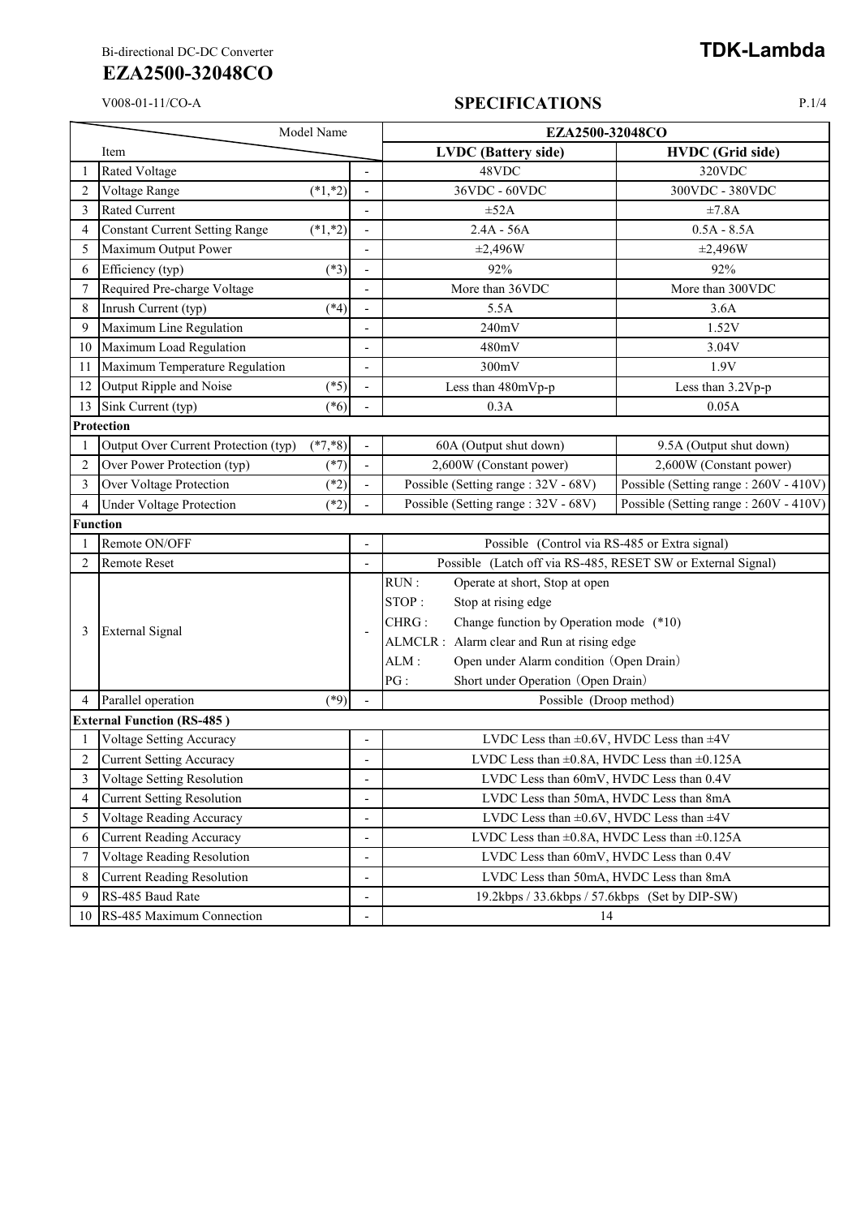Bi-directional DC-DC Converter

# EZA2500-32048CO

**TDK-Lambda**

V008-01-11/CO-A

## SPECIFICATIONS

| | Item | | Model Name | EZA2500-32048CO | |
|---|---|---|---|---|---|
| | | | | **LVDC (Battery side)** | **HVDC (Grid side)** |
| 1 | Rated Voltage | | - | 48VDC | 320VDC |
| 2 | Voltage Range | (*1,*2) | - | 36VDC - 60VDC | 300VDC - 380VDC |
| 3 | Rated Current | | - | ±52A | ±7.8A |
| 4 | Constant Current Setting Range | (*1,*2) | - | 2.4A - 56A | 0.5A - 8.5A |
| 5 | Maximum Output Power | | - | ±2,496W | ±2,496W |
| 6 | Efficiency (typ) | (*3) | - | 92% | 92% |
| 7 | Required Pre-charge Voltage | | - | More than 36VDC | More than 300VDC |
| 8 | Inrush Current (typ) | (*4) | - | 5.5A | 3.6A |
| 9 | Maximum Line Regulation | | - | 240mV | 1.52V |
| 10 | Maximum Load Regulation | | - | 480mV | 3.04V |
| 11 | Maximum Temperature Regulation | | - | 300mV | 1.9V |
| 12 | Output Ripple and Noise | (*5) | - | Less than 480mVp-p | Less than 3.2Vp-p |
| 13 | Sink Current (typ) | (*6) | - | 0.3A | 0.05A |
| **Protection** | | | | | |
| 1 | Output Over Current Protection (typ) | (*7,*8) | - | 60A (Output shut down) | 9.5A (Output shut down) |
| 2 | Over Power Protection (typ) | (*7) | - | 2,600W (Constant power) | 2,600W (Constant power) |
| 3 | Over Voltage Protection | (*2) | - | Possible (Setting range : 32V - 68V) | Possible (Setting range : 260V - 410V) |
| 4 | Under Voltage Protection | (*2) | - | Possible (Setting range : 32V - 68V) | Possible (Setting range : 260V - 410V) |
| **Function** | | | | | |
| 1 | Remote ON/OFF | | - | Possible (Control via RS-485 or Extra signal) | |
| 2 | Remote Reset | | - | Possible (Latch off via RS-485, RESET SW or External Signal) | |
| 3 | External Signal | | - | RUN : Operate at short, Stop at open<br>STOP : Stop at rising edge<br>CHRG : Change function by Operation mode (*10)<br>ALMCLR : Alarm clear and Run at rising edge<br>ALM : Open under Alarm condition (Open Drain)<br>PG : Short under Operation (Open Drain) | |
| 4 | Parallel operation | (*9) | - | Possible (Droop method) | |
| **External Function (RS-485 )** | | | | | |
| 1 | Voltage Setting Accuracy | | - | LVDC Less than ±0.6V, HVDC Less than ±4V | |
| 2 | Current Setting Accuracy | | - | LVDC Less than ±0.8A, HVDC Less than ±0.125A | |
| 3 | Voltage Setting Resolution | | - | LVDC Less than 60mV, HVDC Less than 0.4V | |
| 4 | Current Setting Resolution | | - | LVDC Less than 50mA, HVDC Less than 8mA | |
| 5 | Voltage Reading Accuracy | | - | LVDC Less than ±0.6V, HVDC Less than ±4V | |
| 6 | Current Reading Accuracy | | - | LVDC Less than ±0.8A, HVDC Less than ±0.125A | |
| 7 | Voltage Reading Resolution | | - | LVDC Less than 60mV, HVDC Less than 0.4V | |
| 8 | Current Reading Resolution | | - | LVDC Less than 50mA, HVDC Less than 8mA | |
| 9 | RS-485 Baud Rate | | - | 19.2kbps / 33.6kbps / 57.6kbps (Set by DIP-SW) | |
| 10 | RS-485 Maximum Connection | | - | 14 | |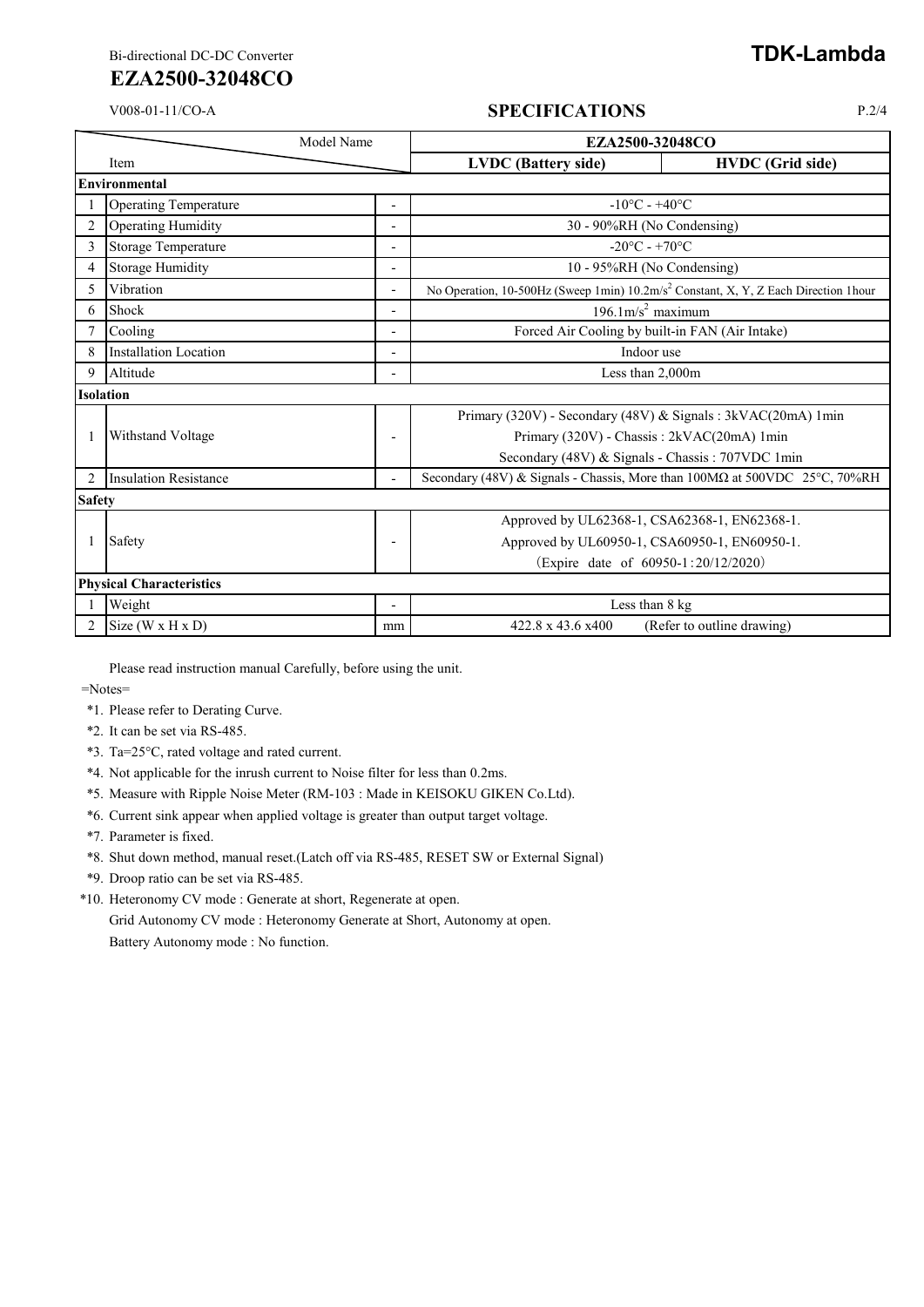Bi-directional DC-DC Converter

# EZA2500-32048CO

**TDK-Lambda**

V008-01-11/CO-A

## SPECIFICATIONS

| | Item (Model Name) | | EZA2500-32048CO | |
|---|---|---|---|---|
| | | | **LVDC (Battery side)** | **HVDC (Grid side)** |
| **Environmental** | | | | |
| 1 | Operating Temperature | - | -10°C - +40°C | |
| 2 | Operating Humidity | - | 30 - 90%RH (No Condensing) | |
| 3 | Storage Temperature | - | -20°C - +70°C | |
| 4 | Storage Humidity | - | 10 - 95%RH (No Condensing) | |
| 5 | Vibration | - | No Operation, 10-500Hz (Sweep 1min) 10.2m/s² Constant, X, Y, Z Each Direction 1hour | |
| 6 | Shock | - | 196.1m/s² maximum | |
| 7 | Cooling | - | Forced Air Cooling by built-in FAN (Air Intake) | |
| 8 | Installation Location | - | Indoor use | |
| 9 | Altitude | - | Less than 2,000m | |
| **Isolation** | | | | |
| 1 | Withstand Voltage | - | Primary (320V) - Secondary (48V) & Signals : 3kVAC(20mA) 1min<br>Primary (320V) - Chassis : 2kVAC(20mA) 1min<br>Secondary (48V) & Signals - Chassis : 707VDC 1min | |
| 2 | Insulation Resistance | - | Secondary (48V) & Signals - Chassis, More than 100MΩ at 500VDC 25°C, 70%RH | |
| **Safety** | | | | |
| 1 | Safety | - | Approved by UL62368-1, CSA62368-1, EN62368-1.<br>Approved by UL60950-1, CSA60950-1, EN60950-1.<br>(Expire date of 60950-1:20/12/2020) | |
| **Physical Characteristics** | | | | |
| 1 | Weight | - | Less than 8 kg | |
| 2 | Size (W x H x D) | mm | 422.8 x 43.6 x400 (Refer to outline drawing) | |

Please read instruction manual Carefully, before using the unit.

=Notes=

*1. Please refer to Derating Curve.
*2. It can be set via RS-485.
*3. Ta=25°C, rated voltage and rated current.
*4. Not applicable for the inrush current to Noise filter for less than 0.2ms.
*5. Measure with Ripple Noise Meter (RM-103 : Made in KEISOKU GIKEN Co.Ltd).
*6. Current sink appear when applied voltage is greater than output target voltage.
*7. Parameter is fixed.
*8. Shut down method, manual reset.(Latch off via RS-485, RESET SW or External Signal)
*9. Droop ratio can be set via RS-485.
*10. Heteronomy CV mode : Generate at short, Regenerate at open.
Grid Autonomy CV mode : Heteronomy Generate at Short, Autonomy at open.
Battery Autonomy mode : No function.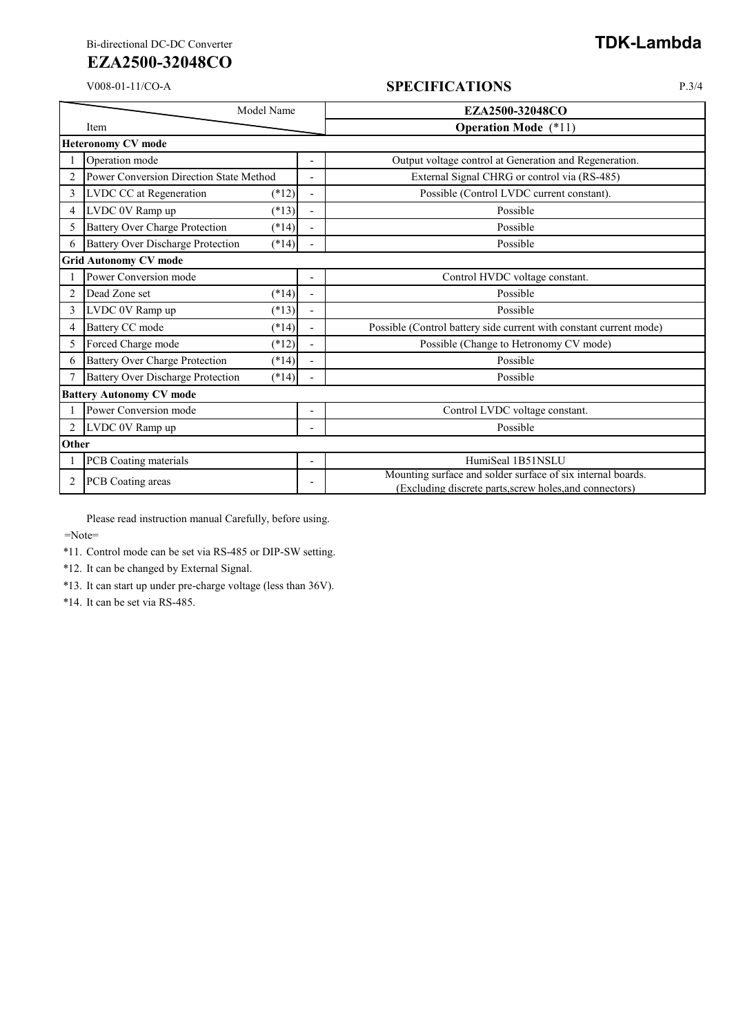Bi-directional DC-DC Converter

# EZA2500-32048CO

V008-01-11/CO-A

## SPECIFICATIONS

| | Item | Model Name | | EZA2500-32048CO |
|---|---|---|---|---|
| | | | | **Operation Mode** (*11) |
| **Heteronomy CV mode** | | | | |
| 1 | Operation mode | | - | Output voltage control at Generation and Regeneration. |
| 2 | Power Conversion Direction State Method | | - | External Signal CHRG or control via (RS-485) |
| 3 | LVDC CC at Regeneration | (*12) | - | Possible (Control LVDC current constant). |
| 4 | LVDC 0V Ramp up | (*13) | - | Possible |
| 5 | Battery Over Charge Protection | (*14) | - | Possible |
| 6 | Battery Over Discharge Protection | (*14) | - | Possible |
| **Grid Autonomy CV mode** | | | | |
| 1 | Power Conversion mode | | - | Control HVDC voltage constant. |
| 2 | Dead Zone set | (*14) | - | Possible |
| 3 | LVDC 0V Ramp up | (*13) | - | Possible |
| 4 | Battery CC mode | (*14) | - | Possible (Control battery side current with constant current mode) |
| 5 | Forced Charge mode | (*12) | - | Possible (Change to Hetronomy CV mode) |
| 6 | Battery Over Charge Protection | (*14) | - | Possible |
| 7 | Battery Over Discharge Protection | (*14) | - | Possible |
| **Battery Autonomy CV mode** | | | | |
| 1 | Power Conversion mode | | - | Control LVDC voltage constant. |
| 2 | LVDC 0V Ramp up | | - | Possible |
| **Other** | | | | |
| 1 | PCB Coating materials | | - | HumiSeal 1B51NSLU |
| 2 | PCB Coating areas | | - | Mounting surface and solder surface of six internal boards. (Excluding discrete parts,screw holes,and connectors) |

Please read instruction manual Carefully, before using.

=Note=

*11. Control mode can be set via RS-485 or DIP-SW setting.

*12. It can be changed by External Signal.

*13. It can start up under pre-charge voltage (less than 36V).

*14. It can be set via RS-485.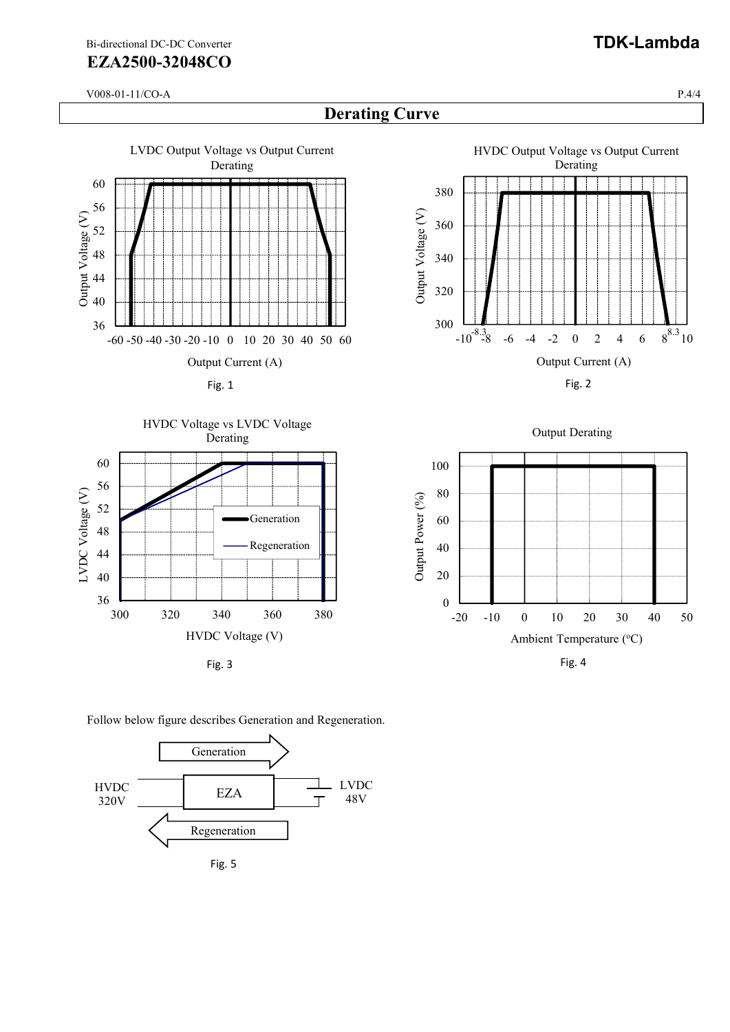## Derating Curve

LVDC Output Voltage vs Output Current Derating

Output Voltage (V)

60
56
52
48
44
40
36

-60 -50 -40 -30 -20 -10 0 10 20 30 40 50 60

Output Current (A)

Fig. 1

HVDC Output Voltage vs Output Current Derating

Output Voltage (V)

380
360
340
320
300

-10 -8.3 -8 -6 -4 -2 0 2 4 6 8 8.3 10

Output Current (A)

Fig. 2

HVDC Voltage vs LVDC Voltage Derating

LVDC Voltage (V)

60
56
52
48
44
40
36

300 320 340 360 380

HVDC Voltage (V)

Generation

Regeneration

Fig. 3

Output Derating

Output Power (%)

100
80
60
40
20
0

-20 -10 0 10 20 30 40 50

Ambient Temperature (°C)

Fig. 4

Follow below figure describes Generation and Regeneration.

Generation

HVDC 320V

EZA

LVDC 48V

Regeneration

Fig. 5